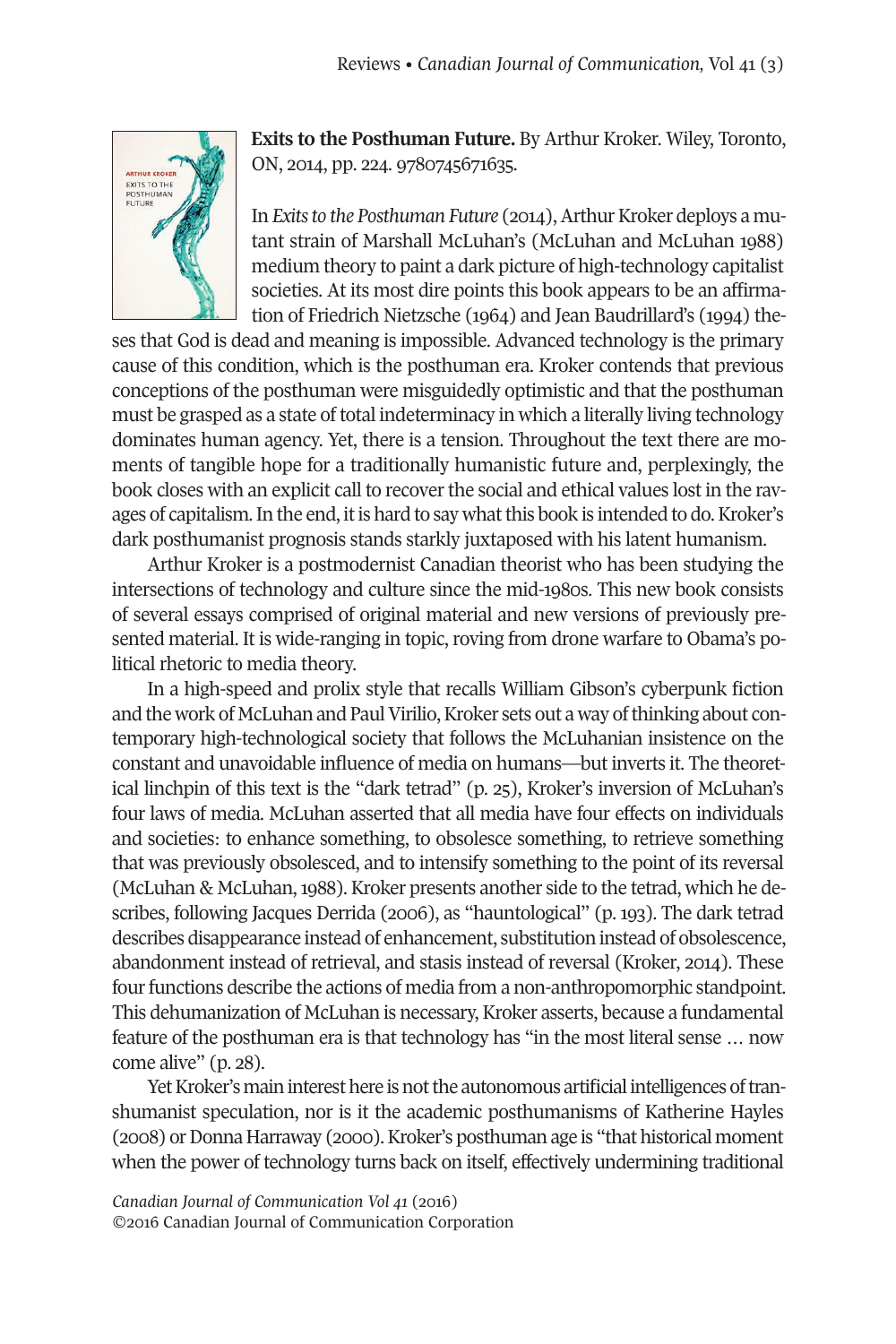**Exits to the Posthuman Future.** By Arthur Kroker. Wiley, Toronto, ON, 2014, pp. 224. 9780745671635.

In *Exits to the Posthuman Future* (2014), Arthur Kroker deploys a mutant strain of Marshall McLuhan's (McLuhan and McLuhan 1988) medium theory to paint a dark picture of high-technology capitalist societies. At its most dire points this book appears to be an affirmation of Friedrich Nietzsche (1964) and Jean Baudrillard's (1994) theses that God is dead and meaning is impossible. Advanced technology is the primary cause of this condition, which is the posthuman era. Kroker contends that previous conceptions of the posthuman were misguidedly optimistic and that the posthuman must be grasped as a state of total indeterminacy in which a literally living technology dominates human agency. Yet, there is a tension. Throughout the text there are moments of tangible hope for a traditionally humanistic future and, perplexingly, the book closes with an explicit call to recover the social and ethical values lost in the ravages of capitalism. In the end, it is hard to say what this book is intended to do. Kroker's dark posthumanist prognosis stands starkly juxtaposed with his latent humanism.

Arthur Kroker is a postmodernist Canadian theorist who has been studying the intersections of technology and culture since the mid-1980s. This new book consists of several essays comprised of original material and new versions of previously presented material. It is wide-ranging in topic, roving from drone warfare to Obama's political rhetoric to media theory.

In a high-speed and prolix style that recalls William Gibson's cyberpunk fiction and the work of McLuhan and Paul Virilio, Kroker sets out a way of thinking about contemporary high-technological society that follows the McLuhanian insistence on the constant and unavoidable influence of media on humans—but inverts it. The theoretical linchpin of this text is the "dark tetrad" (p. 25), Kroker's inversion of McLuhan's four laws of media. McLuhan asserted that all media have four effects on individuals and societies: to enhance something, to obsolesce something, to retrieve something that was previously obsolesced, and to intensify something to the point of its reversal (McLuhan & McLuhan, 1988). Kroker presents another side to the tetrad, which he describes, following Jacques Derrida (2006), as "hauntological" (p. 193). The dark tetrad describes disappearance instead of enhancement, substitution instead of obsolescence, abandonment instead of retrieval, and stasis instead of reversal (Kroker, 2014). These four functions describe the actions of media from a non-anthropomorphic standpoint. This dehumanization of McLuhan is necessary, Kroker asserts, because a fundamental feature of the posthuman era is that technology has "in the most literal sense … now come alive" (p. 28).

Yet Kroker's main interest here is not the autonomous artificial intelligences of transhumanist speculation, nor is it the academic posthumanisms of Katherine Hayles (2008) or Donna Harraway (2000). Kroker's posthuman age is "that historical moment when the power of technology turns back on itself, effectively undermining traditional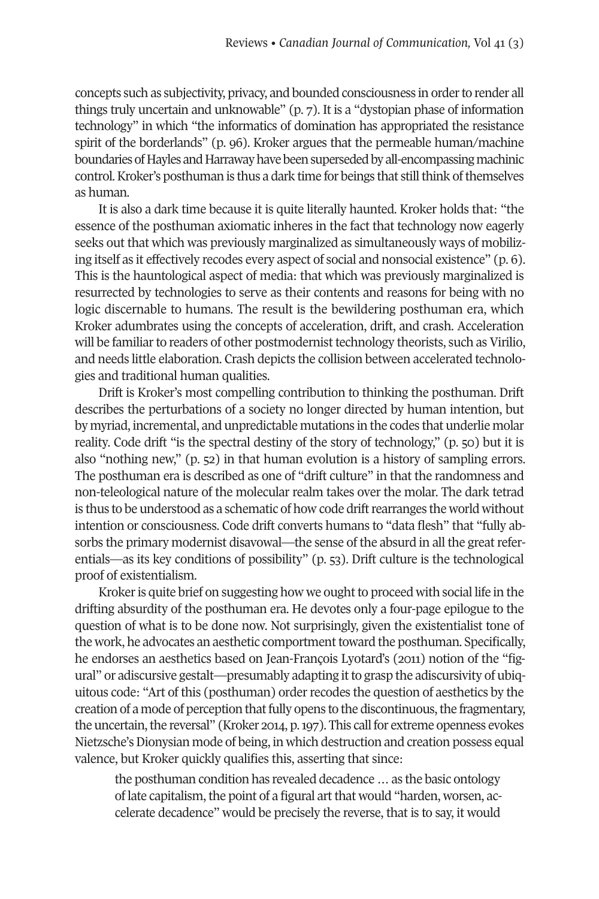concepts such as subjectivity, privacy, and bounded consciousness in order to render all things truly uncertain and unknowable" (p. 7). It is a "dystopian phase of information technology" in which "the informatics of domination has appropriated the resistance spirit of the borderlands" (p. 96). Kroker argues that the permeable human/machine boundaries of Hayles and Harraway have been superseded by all-encompassing machinic control. Kroker's posthuman is thus a dark time for beings that still think of themselves as human.

It is also a dark time because it is quite literally haunted. Kroker holds that: "the essence of the posthuman axiomatic inheres in the fact that technology now eagerly seeks out that which was previously marginalized as simultaneously ways of mobilizing itself as it effectively recodes every aspect of social and nonsocial existence" (p. 6). This is the hauntological aspect of media: that which was previously marginalized is resurrected by technologies to serve as their contents and reasons for being with no logic discernable to humans. The result is the bewildering posthuman era, which Kroker adumbrates using the concepts of acceleration, drift, and crash. Acceleration will be familiar to readers of other postmodernist technology theorists, such as Virilio, and needs little elaboration. Crash depicts the collision between accelerated technologies and traditional human qualities.

Drift is Kroker's most compelling contribution to thinking the posthuman. Drift describes the perturbations of a society no longer directed by human intention, but by myriad, incremental, and unpredictable mutations in the codes that underlie molar reality. Code drift "is the spectral destiny of the story of technology," (p. 50) but it is also "nothing new," (p. 52) in that human evolution is a history of sampling errors. The posthuman era is described as one of "drift culture" in that the randomness and non-teleological nature of the molecular realm takes over the molar. The dark tetrad is thus to be understood as a schematic of how code drift rearranges the world without intention or consciousness. Code drift converts humans to "data flesh" that "fully absorbs the primary modernist disavowal—the sense of the absurd in all the great referentials—as its key conditions of possibility" (p. 53). Drift culture is the technological proof of existentialism.

Kroker is quite brief on suggesting how we ought to proceed with social life in the drifting absurdity of the posthuman era. He devotes only a four-page epilogue to the question of what is to be done now. Not surprisingly, given the existentialist tone of the work, he advocates an aesthetic comportment toward the posthuman. Specifically, he endorses an aesthetics based on Jean-François Lyotard's (2011) notion of the "figural" or adiscursive gestalt—presumably adapting it to grasp the adiscursivity of ubiquitous code: "Art of this (posthuman) order recodes the question of aesthetics by the creation of a mode of perception that fully opens to the discontinuous, the fragmentary, the uncertain, the reversal" (Kroker 2014, p. 197). This call for extreme openness evokes Nietzsche's Dionysian mode of being, in which destruction and creation possess equal valence, but Kroker quickly qualifies this, asserting that since:

> the posthuman condition has revealed decadence … as the basic ontology of late capitalism, the point of a figural art that would "harden, worsen, accelerate decadence" would be precisely the reverse, that is to say, it would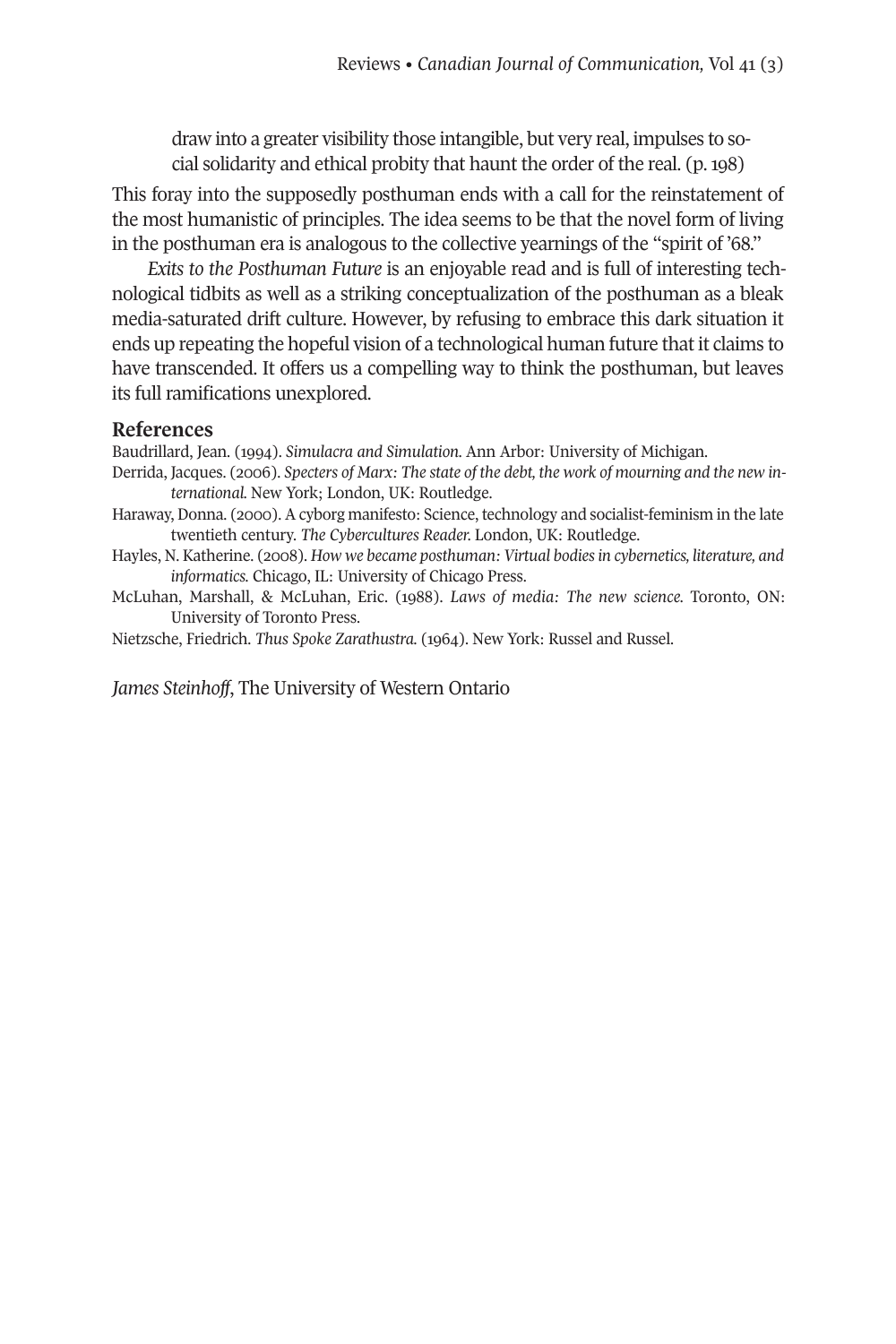draw into a greater visibility those intangible, but very real, impulses to social solidarity and ethical probity that haunt the order of the real. (p. 198)

This foray into the supposedly posthuman ends with a call for the reinstatement of the most humanistic of principles. The idea seems to be that the novel form of living in the posthuman era is analogous to the collective yearnings of the "spirit of '68."

*Exits to the Posthuman Future* is an enjoyable read and is full of interesting technological tidbits as well as a striking conceptualization of the posthuman as a bleak media-saturated drift culture. However, by refusing to embrace this dark situation it ends up repeating the hopeful vision of a technological human future that it claims to have transcended. It offers us a compelling way to think the posthuman, but leaves its full ramifications unexplored.

## References

Baudrillard, Jean. (1994). *Simulacra and Simulation.* Ann Arbor: University of Michigan.

Derrida, Jacques. (2006). *Specters of Marx: The state of the debt, the work of mourning and the new international.* New York; London, UK: Routledge.

Haraway, Donna. (2000). A cyborg manifesto: Science, technology and socialist-feminism in the late twentieth century. *The Cybercultures Reader.* London, UK: Routledge.

Hayles, N. Katherine. (2008). *How we became posthuman: Virtual bodies in cybernetics, literature, and informatics.* Chicago, IL: University of Chicago Press.

McLuhan, Marshall, & McLuhan, Eric. (1988). *Laws of media: The new science.* Toronto, ON: University of Toronto Press.

Nietzsche, Friedrich. *Thus Spoke Zarathustra.* (1964). New York: Russel and Russel.

*James Steinhoff*, The University of Western Ontario